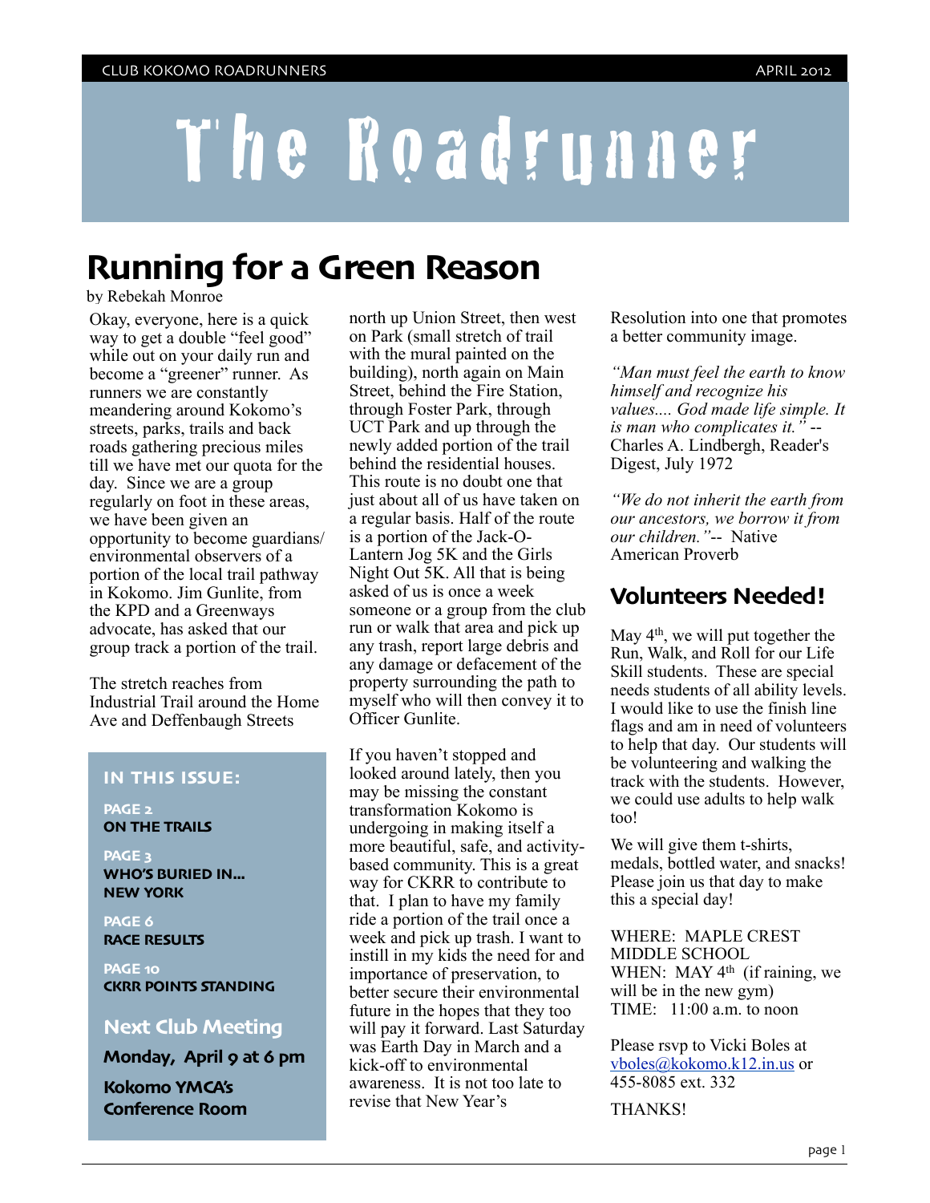# The Roadrunner

## Running for a Green Reason

by Rebekah Monroe

Okay, everyone, here is a quick way to get a double "feel good" while out on your daily run and become a "greener" runner. As runners we are constantly meandering around Kokomo's streets, parks, trails and back roads gathering precious miles till we have met our quota for the day. Since we are a group regularly on foot in these areas, we have been given an opportunity to become guardians/ environmental observers of a portion of the local trail pathway in Kokomo. Jim Gunlite, from the KPD and a Greenways advocate, has asked that our group track a portion of the trail.

The stretch reaches from Industrial Trail around the Home Ave and Deffenbaugh Streets north up Union Street, then west on Park (small stretch of trail with the mural painted on the building), north again on Main Street, behind the Fire Station, through Foster Park, through UCT Park and up through the newly added portion of the trail behind the residential houses. This route is no doubt one that just about all of us have taken on a regular basis. Half of the route is a portion of the Jack-O-Lantern Jog 5K and the Girls Night Out 5K. All that is being asked of us is once a week someone or a group from the club run or walk that area and pick up any trash, report large debris and any damage or defacement of the property surrounding the path to myself who will then convey it to Officer Gunlite.

If you haven't stopped and looked around lately, then you may be missing the constant transformation Kokomo is undergoing in making itself a more beautiful, safe, and activity-based community. This is a great way for CKRR to contribute to that. I plan to have my family ride a portion of the trail once a week and pick up trash. I want to instill in my kids the need for and importance of preservation, to better secure their environmental future in the hopes that they too will pay it forward. Last Saturday was Earth Day in March and a kick-off to environmental awareness. It is not too late to revise that New Year's Resolution into one that promotes a better community image.

*"Man must feel the earth to know himself and recognize his values.... God made life simple. It is man who complicates it."* -- Charles A. Lindbergh, Reader's Digest, July 1972

*"We do not inherit the earth from our ancestors, we borrow it from our children."*-- Native American Proverb

### IN THIS ISSUE:

**PAGE 2**
**ON THE TRAILS**

**PAGE 3**
**WHO'S BURIED IN... NEW YORK**

**PAGE 6**
**RACE RESULTS**

**PAGE 10**
**CKRR POINTS STANDING**

### Next Club Meeting

**Monday, April 9 at 6 pm**

**Kokomo YMCA's Conference Room**

## Volunteers Needed!

May 4th, we will put together the Run, Walk, and Roll for our Life Skill students. These are special needs students of all ability levels. I would like to use the finish line flags and am in need of volunteers to help that day. Our students will be volunteering and walking the track with the students. However, we could use adults to help walk too!

We will give them t-shirts, medals, bottled water, and snacks! Please join us that day to make this a special day!

WHERE: MAPLE CREST MIDDLE SCHOOL
WHEN: MAY 4th (if raining, we will be in the new gym)
TIME: 11:00 a.m. to noon

Please rsvp to Vicki Boles at vboles@kokomo.k12.in.us or 455-8085 ext. 332

THANKS!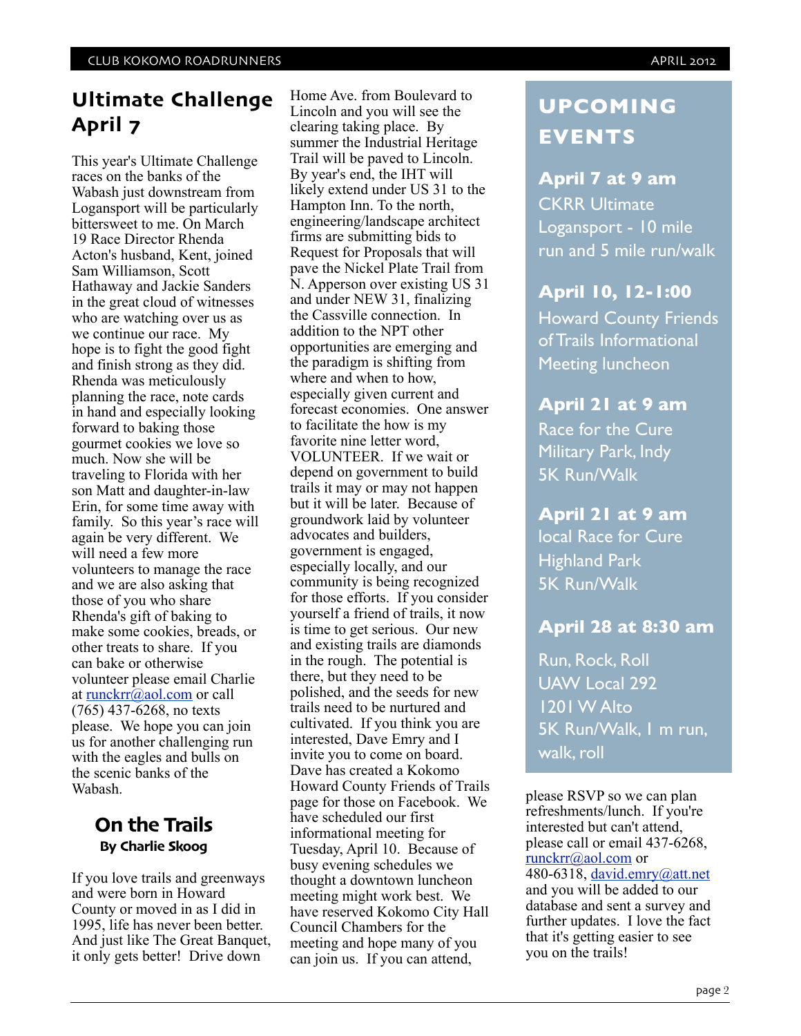## Ultimate Challenge April 7

This year's Ultimate Challenge races on the banks of the Wabash just downstream from Logansport will be particularly bittersweet to me. On March 19 Race Director Rhenda Acton's husband, Kent, joined Sam Williamson, Scott Hathaway and Jackie Sanders in the great cloud of witnesses who are watching over us as we continue our race. My hope is to fight the good fight and finish strong as they did. Rhenda was meticulously planning the race, note cards in hand and especially looking forward to baking those gourmet cookies we love so much. Now she will be traveling to Florida with her son Matt and daughter-in-law Erin, for some time away with family. So this year's race will again be very different. We will need a few more volunteers to manage the race and we are also asking that those of you who share Rhenda's gift of baking to make some cookies, breads, or other treats to share. If you can bake or otherwise volunteer please email Charlie at runckrr@aol.com or call (765) 437-6268, no texts please. We hope you can join us for another challenging run with the eagles and bulls on the scenic banks of the Wabash.

## On the Trails

**By Charlie Skoog**

If you love trails and greenways and were born in Howard County or moved in as I did in 1995, life has never been better. And just like The Great Banquet, it only gets better! Drive down Home Ave. from Boulevard to Lincoln and you will see the clearing taking place. By summer the Industrial Heritage Trail will be paved to Lincoln. By year's end, the IHT will likely extend under US 31 to the Hampton Inn. To the north, engineering/landscape architect firms are submitting bids to Request for Proposals that will pave the Nickel Plate Trail from N. Apperson over existing US 31 and under NEW 31, finalizing the Cassville connection. In addition to the NPT other opportunities are emerging and the paradigm is shifting from where and when to how, especially given current and forecast economies. One answer to facilitate the how is my favorite nine letter word, VOLUNTEER. If we wait or depend on government to build trails it may or may not happen but it will be later. Because of groundwork laid by volunteer advocates and builders, government is engaged, especially locally, and our community is being recognized for those efforts. If you consider yourself a friend of trails, it now is time to get serious. Our new and existing trails are diamonds in the rough. The potential is there, but they need to be polished, and the seeds for new trails need to be nurtured and cultivated. If you think you are interested, Dave Emry and I invite you to come on board. Dave has created a Kokomo Howard County Friends of Trails page for those on Facebook. We have scheduled our first informational meeting for Tuesday, April 10. Because of busy evening schedules we thought a downtown luncheon meeting might work best. We have reserved Kokomo City Hall Council Chambers for the meeting and hope many of you can join us. If you can attend, please RSVP so we can plan refreshments/lunch. If you're interested but can't attend, please call or email 437-6268, runckrr@aol.com or 480-6318, david.emry@att.net and you will be added to our database and sent a survey and further updates. I love the fact that it's getting easier to see you on the trails!

## UPCOMING EVENTS

**April 7 at 9 am**
CKRR Ultimate
Logansport - 10 mile run and 5 mile run/walk

**April 10, 12-1:00**
Howard County Friends of Trails Informational Meeting luncheon

**April 21 at 9 am**
Race for the Cure
Military Park, Indy
5K Run/Walk

**April 21 at 9 am**
local Race for Cure
Highland Park
5K Run/Walk

**April 28 at 8:30 am**
Run, Rock, Roll
UAW Local 292
1201 W Alto
5K Run/Walk, 1 m run, walk, roll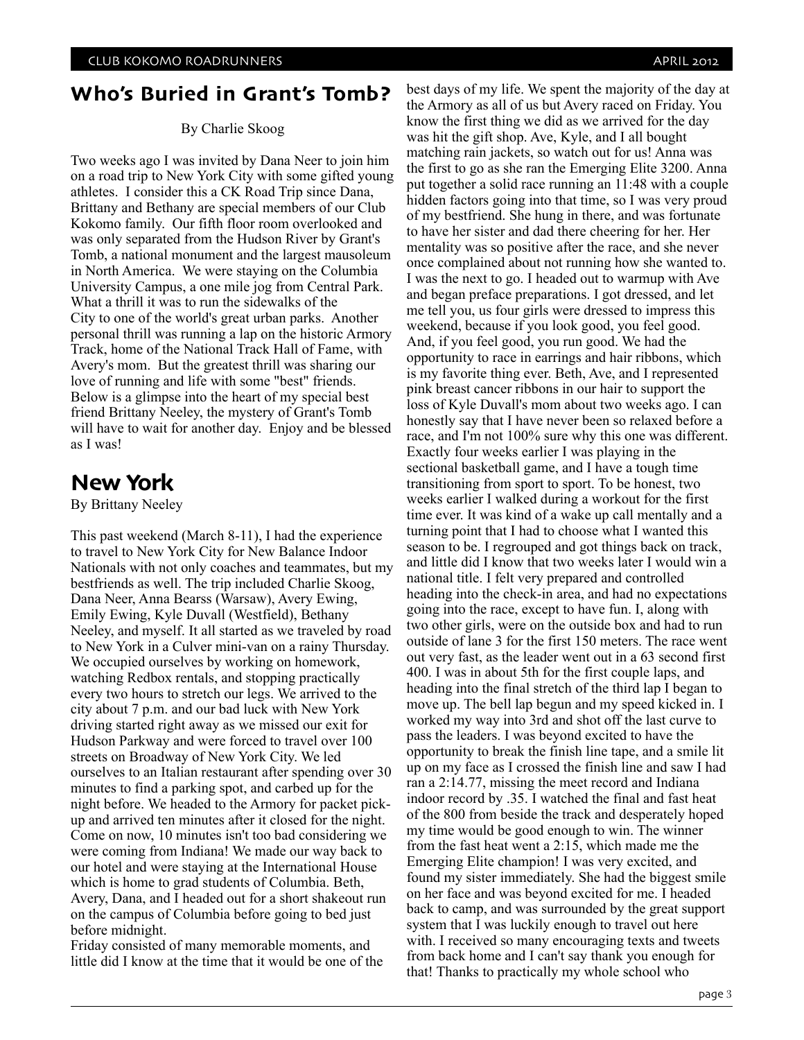## Who's Buried in Grant's Tomb?

By Charlie Skoog

Two weeks ago I was invited by Dana Neer to join him on a road trip to New York City with some gifted young athletes. I consider this a CK Road Trip since Dana, Brittany and Bethany are special members of our Club Kokomo family. Our fifth floor room overlooked and was only separated from the Hudson River by Grant's Tomb, a national monument and the largest mausoleum in North America. We were staying on the Columbia University Campus, a one mile jog from Central Park. What a thrill it was to run the sidewalks of the City to one of the world's great urban parks. Another personal thrill was running a lap on the historic Armory Track, home of the National Track Hall of Fame, with Avery's mom. But the greatest thrill was sharing our love of running and life with some "best" friends. Below is a glimpse into the heart of my special best friend Brittany Neeley, the mystery of Grant's Tomb will have to wait for another day. Enjoy and be blessed as I was!

## New York

By Brittany Neeley

This past weekend (March 8-11), I had the experience to travel to New York City for New Balance Indoor Nationals with not only coaches and teammates, but my bestfriends as well. The trip included Charlie Skoog, Dana Neer, Anna Bearss (Warsaw), Avery Ewing, Emily Ewing, Kyle Duvall (Westfield), Bethany Neeley, and myself. It all started as we traveled by road to New York in a Culver mini-van on a rainy Thursday. We occupied ourselves by working on homework, watching Redbox rentals, and stopping practically every two hours to stretch our legs. We arrived to the city about 7 p.m. and our bad luck with New York driving started right away as we missed our exit for Hudson Parkway and were forced to travel over 100 streets on Broadway of New York City. We led ourselves to an Italian restaurant after spending over 30 minutes to find a parking spot, and carbed up for the night before. We headed to the Armory for packet pick-up and arrived ten minutes after it closed for the night. Come on now, 10 minutes isn't too bad considering we were coming from Indiana! We made our way back to our hotel and were staying at the International House which is home to grad students of Columbia. Beth, Avery, Dana, and I headed out for a short shakeout run on the campus of Columbia before going to bed just before midnight.

Friday consisted of many memorable moments, and little did I know at the time that it would be one of the best days of my life. We spent the majority of the day at the Armory as all of us but Avery raced on Friday. You know the first thing we did as we arrived for the day was hit the gift shop. Ave, Kyle, and I all bought matching rain jackets, so watch out for us! Anna was the first to go as she ran the Emerging Elite 3200. Anna put together a solid race running an 11:48 with a couple hidden factors going into that time, so I was very proud of my bestfriend. She hung in there, and was fortunate to have her sister and dad there cheering for her. Her mentality was so positive after the race, and she never once complained about not running how she wanted to. I was the next to go. I headed out to warmup with Ave and began preface preparations. I got dressed, and let me tell you, us four girls were dressed to impress this weekend, because if you look good, you feel good. And, if you feel good, you run good. We had the opportunity to race in earrings and hair ribbons, which is my favorite thing ever. Beth, Ave, and I represented pink breast cancer ribbons in our hair to support the loss of Kyle Duvall's mom about two weeks ago. I can honestly say that I have never been so relaxed before a race, and I'm not 100% sure why this one was different. Exactly four weeks earlier I was playing in the sectional basketball game, and I have a tough time transitioning from sport to sport. To be honest, two weeks earlier I walked during a workout for the first time ever. It was kind of a wake up call mentally and a turning point that I had to choose what I wanted this season to be. I regrouped and got things back on track, and little did I know that two weeks later I would win a national title. I felt very prepared and controlled heading into the check-in area, and had no expectations going into the race, except to have fun. I, along with two other girls, were on the outside box and had to run outside of lane 3 for the first 150 meters. The race went out very fast, as the leader went out in a 63 second first 400. I was in about 5th for the first couple laps, and heading into the final stretch of the third lap I began to move up. The bell lap begun and my speed kicked in. I worked my way into 3rd and shot off the last curve to pass the leaders. I was beyond excited to have the opportunity to break the finish line tape, and a smile lit up on my face as I crossed the finish line and saw I had ran a 2:14.77, missing the meet record and Indiana indoor record by .35. I watched the final and fast heat of the 800 from beside the track and desperately hoped my time would be good enough to win. The winner from the fast heat went a 2:15, which made me the Emerging Elite champion! I was very excited, and found my sister immediately. She had the biggest smile on her face and was beyond excited for me. I headed back to camp, and was surrounded by the great support system that I was luckily enough to travel out here with. I received so many encouraging texts and tweets from back home and I can't say thank you enough for that! Thanks to practically my whole school who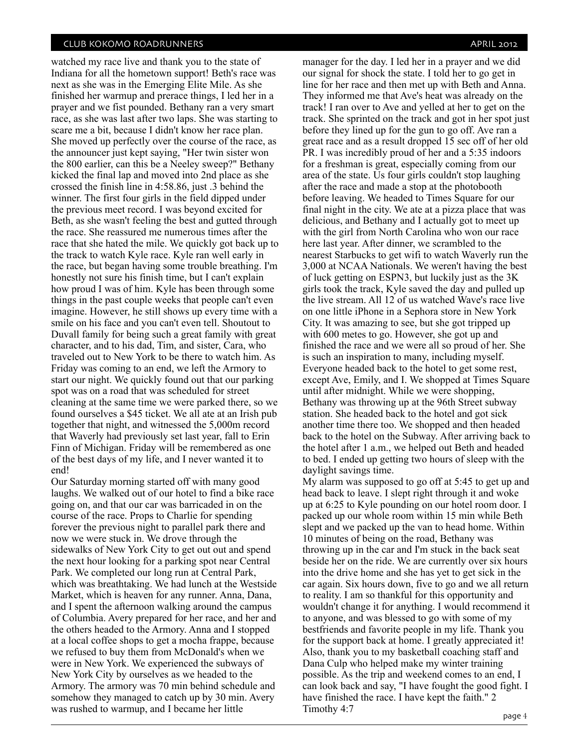watched my race live and thank you to the state of Indiana for all the hometown support! Beth's race was next as she was in the Emerging Elite Mile. As she finished her warmup and prerace things, I led her in a prayer and we fist pounded. Bethany ran a very smart race, as she was last after two laps. She was starting to scare me a bit, because I didn't know her race plan. She moved up perfectly over the course of the race, as the announcer just kept saying, "Her twin sister won the 800 earlier, can this be a Neeley sweep?" Bethany kicked the final lap and moved into 2nd place as she crossed the finish line in 4:58.86, just .3 behind the winner. The first four girls in the field dipped under the previous meet record. I was beyond excited for Beth, as she wasn't feeling the best and gutted through the race. She reassured me numerous times after the race that she hated the mile. We quickly got back up to the track to watch Kyle race. Kyle ran well early in the race, but began having some trouble breathing. I'm honestly not sure his finish time, but I can't explain how proud I was of him. Kyle has been through some things in the past couple weeks that people can't even imagine. However, he still shows up every time with a smile on his face and you can't even tell. Shoutout to Duvall family for being such a great family with great character, and to his dad, Tim, and sister, Cara, who traveled out to New York to be there to watch him. As Friday was coming to an end, we left the Armory to start our night. We quickly found out that our parking spot was on a road that was scheduled for street cleaning at the same time we were parked there, so we found ourselves a $45 ticket. We all ate at an Irish pub together that night, and witnessed the 5,000m record that Waverly had previously set last year, fall to Erin Finn of Michigan. Friday will be remembered as one of the best days of my life, and I never wanted it to end!

Our Saturday morning started off with many good laughs. We walked out of our hotel to find a bike race going on, and that our car was barricaded in on the course of the race. Props to Charlie for spending forever the previous night to parallel park there and now we were stuck in. We drove through the sidewalks of New York City to get out out and spend the next hour looking for a parking spot near Central Park. We completed our long run at Central Park, which was breathtaking. We had lunch at the Westside Market, which is heaven for any runner. Anna, Dana, and I spent the afternoon walking around the campus of Columbia. Avery prepared for her race, and her and the others headed to the Armory. Anna and I stopped at a local coffee shops to get a mocha frappe, because we refused to buy them from McDonald's when we were in New York. We experienced the subways of New York City by ourselves as we headed to the Armory. The armory was 70 min behind schedule and somehow they managed to catch up by 30 min. Avery was rushed to warmup, and I became her little manager for the day. I led her in a prayer and we did our signal for shock the state. I told her to go get in line for her race and then met up with Beth and Anna. They informed me that Ave's heat was already on the track! I ran over to Ave and yelled at her to get on the track. She sprinted on the track and got in her spot just before they lined up for the gun to go off. Ave ran a great race and as a result dropped 15 sec off of her old PR. I was incredibly proud of her and a 5:35 indoors for a freshman is great, especially coming from our area of the state. Us four girls couldn't stop laughing after the race and made a stop at the photobooth before leaving. We headed to Times Square for our final night in the city. We ate at a pizza place that was delicious, and Bethany and I actually got to meet up with the girl from North Carolina who won our race here last year. After dinner, we scrambled to the nearest Starbucks to get wifi to watch Waverly run the 3,000 at NCAA Nationals. We weren't having the best of luck getting on ESPN3, but luckily just as the 3K girls took the track, Kyle saved the day and pulled up the live stream. All 12 of us watched Wave's race live on one little iPhone in a Sephora store in New York City. It was amazing to see, but she got tripped up with 600 metes to go. However, she got up and finished the race and we were all so proud of her. She is such an inspiration to many, including myself. Everyone headed back to the hotel to get some rest, except Ave, Emily, and I. We shopped at Times Square until after midnight. While we were shopping, Bethany was throwing up at the 96th Street subway station. She headed back to the hotel and got sick another time there too. We shopped and then headed back to the hotel on the Subway. After arriving back to the hotel after 1 a.m., we helped out Beth and headed to bed. I ended up getting two hours of sleep with the daylight savings time.

My alarm was supposed to go off at 5:45 to get up and head back to leave. I slept right through it and woke up at 6:25 to Kyle pounding on our hotel room door. I packed up our whole room within 15 min while Beth slept and we packed up the van to head home. Within 10 minutes of being on the road, Bethany was throwing up in the car and I'm stuck in the back seat beside her on the ride. We are currently over six hours into the drive home and she has yet to get sick in the car again. Six hours down, five to go and we all return to reality. I am so thankful for this opportunity and wouldn't change it for anything. I would recommend it to anyone, and was blessed to go with some of my bestfriends and favorite people in my life. Thank you for the support back at home. I greatly appreciated it! Also, thank you to my basketball coaching staff and Dana Culp who helped make my winter training possible. As the trip and weekend comes to an end, I can look back and say, "I have fought the good fight. I have finished the race. I have kept the faith." 2 Timothy 4:7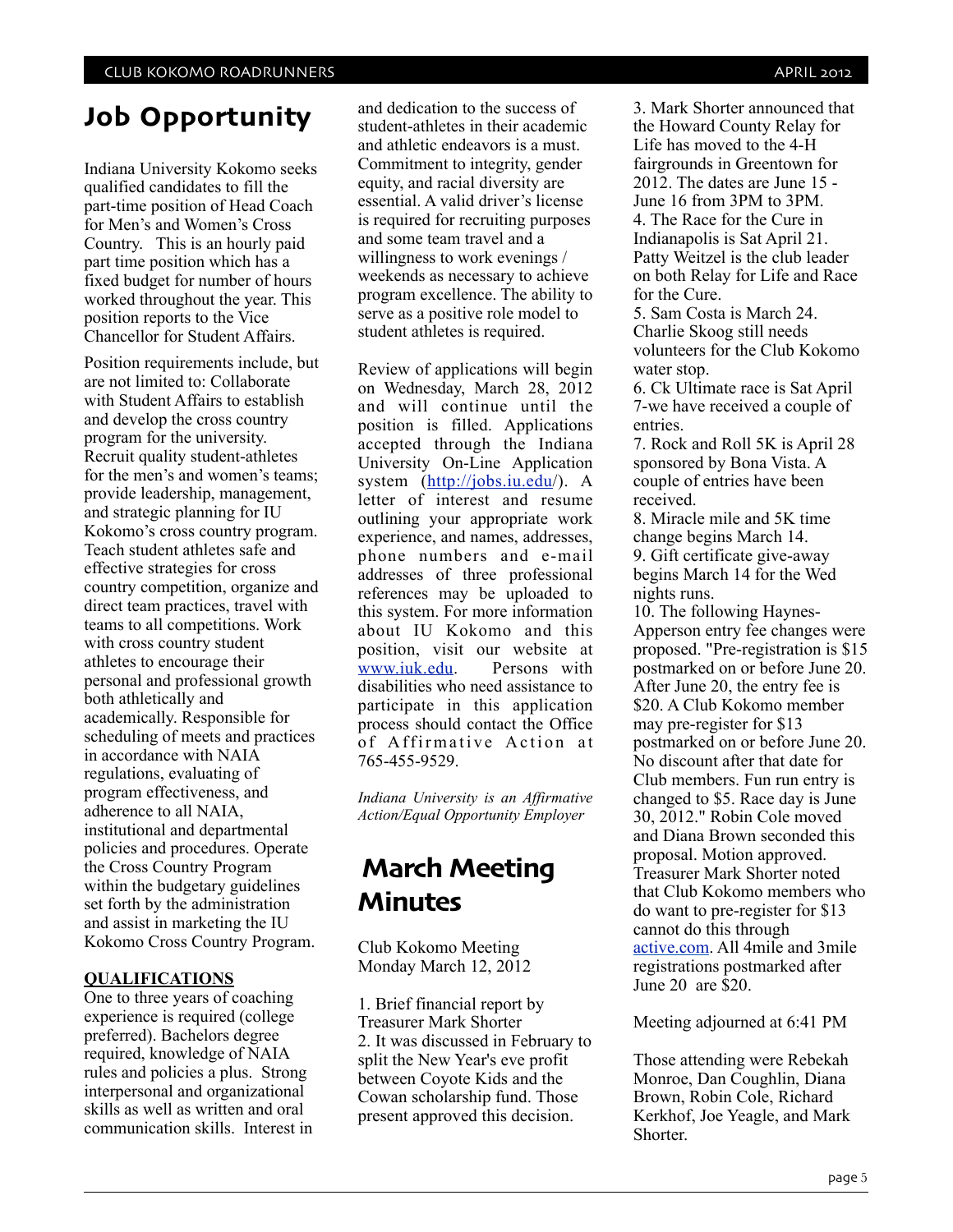## Job Opportunity

Indiana University Kokomo seeks qualified candidates to fill the part-time position of Head Coach for Men's and Women's Cross Country. This is an hourly paid part time position which has a fixed budget for number of hours worked throughout the year. This position reports to the Vice Chancellor for Student Affairs.

Position requirements include, but are not limited to: Collaborate with Student Affairs to establish and develop the cross country program for the university. Recruit quality student-athletes for the men's and women's teams; provide leadership, management, and strategic planning for IU Kokomo's cross country program. Teach student athletes safe and effective strategies for cross country competition, organize and direct team practices, travel with teams to all competitions. Work with cross country student athletes to encourage their personal and professional growth both athletically and academically. Responsible for scheduling of meets and practices in accordance with NAIA regulations, evaluating of program effectiveness, and adherence to all NAIA, institutional and departmental policies and procedures. Operate the Cross Country Program within the budgetary guidelines set forth by the administration and assist in marketing the IU Kokomo Cross Country Program.

**QUALIFICATIONS**

One to three years of coaching experience is required (college preferred). Bachelors degree required, knowledge of NAIA rules and policies a plus. Strong interpersonal and organizational skills as well as written and oral communication skills. Interest in and dedication to the success of student-athletes in their academic and athletic endeavors is a must. Commitment to integrity, gender equity, and racial diversity are essential. A valid driver's license is required for recruiting purposes and some team travel and a willingness to work evenings / weekends as necessary to achieve program excellence. The ability to serve as a positive role model to student athletes is required.

Review of applications will begin on Wednesday, March 28, 2012 and will continue until the position is filled. Applications accepted through the Indiana University On-Line Application system (http://jobs.iu.edu/). A letter of interest and resume outlining your appropriate work experience, and names, addresses, phone numbers and e-mail addresses of three professional references may be uploaded to this system. For more information about IU Kokomo and this position, visit our website at www.iuk.edu. Persons with disabilities who need assistance to participate in this application process should contact the Office of Affirmative Action at 765-455-9529.

*Indiana University is an Affirmative Action/Equal Opportunity Employer*

## March Meeting Minutes

Club Kokomo Meeting
Monday March 12, 2012

1. Brief financial report by Treasurer Mark Shorter
2. It was discussed in February to split the New Year's eve profit between Coyote Kids and the Cowan scholarship fund. Those present approved this decision.
3. Mark Shorter announced that the Howard County Relay for Life has moved to the 4-H fairgrounds in Greentown for 2012. The dates are June 15 - June 16 from 3PM to 3PM.
4. The Race for the Cure in Indianapolis is Sat April 21. Patty Weitzel is the club leader on both Relay for Life and Race for the Cure.
5. Sam Costa is March 24. Charlie Skoog still needs volunteers for the Club Kokomo water stop.
6. Ck Ultimate race is Sat April 7-we have received a couple of entries.
7. Rock and Roll 5K is April 28 sponsored by Bona Vista. A couple of entries have been received.
8. Miracle mile and 5K time change begins March 14.
9. Gift certificate give-away begins March 14 for the Wed nights runs.
10. The following Haynes-Apperson entry fee changes were proposed. "Pre-registration is $15 postmarked on or before June 20. After June 20, the entry fee is $20. A Club Kokomo member may pre-register for $13 postmarked on or before June 20. No discount after that date for Club members. Fun run entry is changed to $5. Race day is June 30, 2012." Robin Cole moved and Diana Brown seconded this proposal. Motion approved. Treasurer Mark Shorter noted that Club Kokomo members who do want to pre-register for $13 cannot do this through active.com. All 4mile and 3mile registrations postmarked after June 20 are $20.

Meeting adjourned at 6:41 PM

Those attending were Rebekah Monroe, Dan Coughlin, Diana Brown, Robin Cole, Richard Kerkhof, Joe Yeagle, and Mark Shorter.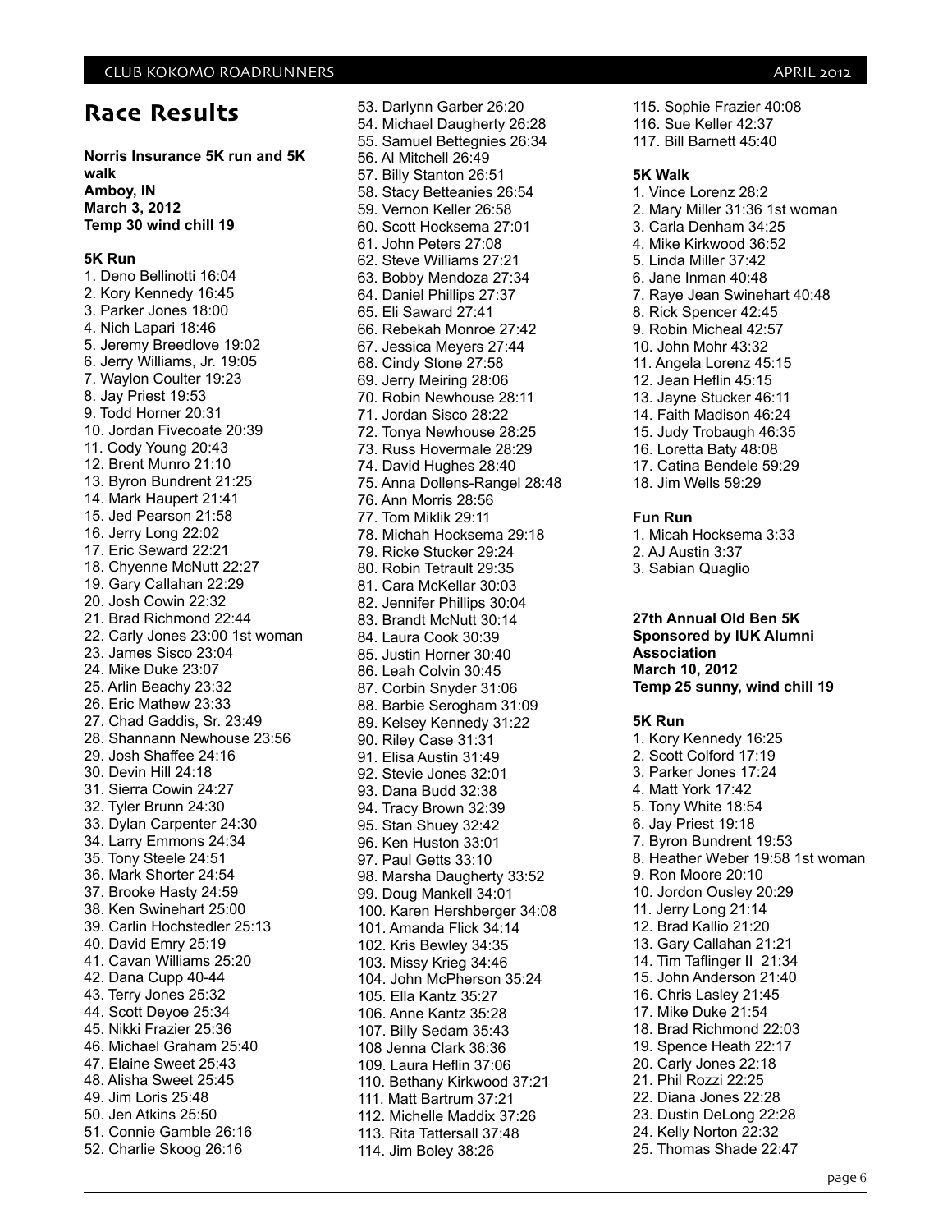# Race Results

**Norris Insurance 5K run and 5K walk**
**Amboy, IN**
**March 3, 2012**
**Temp 30 wind chill 19**

**5K Run**

1. Deno Bellinotti 16:04
2. Kory Kennedy 16:45
3. Parker Jones 18:00
4. Nich Lapari 18:46
5. Jeremy Breedlove 19:02
6. Jerry Williams, Jr. 19:05
7. Waylon Coulter 19:23
8. Jay Priest 19:53
9. Todd Horner 20:31
10. Jordan Fivecoate 20:39
11. Cody Young 20:43
12. Brent Munro 21:10
13. Byron Bundrent 21:25
14. Mark Haupert 21:41
15. Jed Pearson 21:58
16. Jerry Long 22:02
17. Eric Seward 22:21
18. Chyenne McNutt 22:27
19. Gary Callahan 22:29
20. Josh Cowin 22:32
21. Brad Richmond 22:44
22. Carly Jones 23:00 1st woman
23. James Sisco 23:04
24. Mike Duke 23:07
25. Arlin Beachy 23:32
26. Eric Mathew 23:33
27. Chad Gaddis, Sr. 23:49
28. Shannann Newhouse 23:56
29. Josh Shaffee 24:16
30. Devin Hill 24:18
31. Sierra Cowin 24:27
32. Tyler Brunn 24:30
33. Dylan Carpenter 24:30
34. Larry Emmons 24:34
35. Tony Steele 24:51
36. Mark Shorter 24:54
37. Brooke Hasty 24:59
38. Ken Swinehart 25:00
39. Carlin Hochstedler 25:13
40. David Emry 25:19
41. Cavan Williams 25:20
42. Dana Cupp 40-44
43. Terry Jones 25:32
44. Scott Deyoe 25:34
45. Nikki Frazier 25:36
46. Michael Graham 25:40
47. Elaine Sweet 25:43
48. Alisha Sweet 25:45
49. Jim Loris 25:48
50. Jen Atkins 25:50
51. Connie Gamble 26:16
52. Charlie Skoog 26:16
53. Darlynn Garber 26:20
54. Michael Daugherty 26:28
55. Samuel Bettegnies 26:34
56. Al Mitchell 26:49
57. Billy Stanton 26:51
58. Stacy Betteanies 26:54
59. Vernon Keller 26:58
60. Scott Hocksema 27:01
61. John Peters 27:08
62. Steve Williams 27:21
63. Bobby Mendoza 27:34
64. Daniel Phillips 27:37
65. Eli Saward 27:41
66. Rebekah Monroe 27:42
67. Jessica Meyers 27:44
68. Cindy Stone 27:58
69. Jerry Meiring 28:06
70. Robin Newhouse 28:11
71. Jordan Sisco 28:22
72. Tonya Newhouse 28:25
73. Russ Hovermale 28:29
74. David Hughes 28:40
75. Anna Dollens-Rangel 28:48
76. Ann Morris 28:56
77. Tom Miklik 29:11
78. Michah Hocksema 29:18
79. Ricke Stucker 29:24
80. Robin Tetrault 29:35
81. Cara McKellar 30:03
82. Jennifer Phillips 30:04
83. Brandt McNutt 30:14
84. Laura Cook 30:39
85. Justin Horner 30:40
86. Leah Colvin 30:45
87. Corbin Snyder 31:06
88. Barbie Serogham 31:09
89. Kelsey Kennedy 31:22
90. Riley Case 31:31
91. Elisa Austin 31:49
92. Stevie Jones 32:01
93. Dana Budd 32:38
94. Tracy Brown 32:39
95. Stan Shuey 32:42
96. Ken Huston 33:01
97. Paul Getts 33:10
98. Marsha Daugherty 33:52
99. Doug Mankell 34:01
100. Karen Hershberger 34:08
101. Amanda Flick 34:14
102. Kris Bewley 34:35
103. Missy Krieg 34:46
104. John McPherson 35:24
105. Ella Kantz 35:27
106. Anne Kantz 35:28
107. Billy Sedam 35:43
108. Jenna Clark 36:36
109. Laura Heflin 37:06
110. Bethany Kirkwood 37:21
111. Matt Bartrum 37:21
112. Michelle Maddix 37:26
113. Rita Tattersall 37:48
114. Jim Boley 38:26
115. Sophie Frazier 40:08
116. Sue Keller 42:37
117. Bill Barnett 45:40

**5K Walk**

1. Vince Lorenz 28:2
2. Mary Miller 31:36 1st woman
3. Carla Denham 34:25
4. Mike Kirkwood 36:52
5. Linda Miller 37:42
6. Jane Inman 40:48
7. Raye Jean Swinehart 40:48
8. Rick Spencer 42:45
9. Robin Micheal 42:57
10. John Mohr 43:32
11. Angela Lorenz 45:15
12. Jean Heflin 45:15
13. Jayne Stucker 46:11
14. Faith Madison 46:24
15. Judy Trobaugh 46:35
16. Loretta Baty 48:08
17. Catina Bendele 59:29
18. Jim Wells 59:29

**Fun Run**

1. Micah Hocksema 3:33
2. AJ Austin 3:37
3. Sabian Quaglio

**27th Annual Old Ben 5K**
**Sponsored by IUK Alumni Association**
**March 10, 2012**
**Temp 25 sunny, wind chill 19**

**5K Run**

1. Kory Kennedy 16:25
2. Scott Colford 17:19
3. Parker Jones 17:24
4. Matt York 17:42
5. Tony White 18:54
6. Jay Priest 19:18
7. Byron Bundrent 19:53
8. Heather Weber 19:58 1st woman
9. Ron Moore 20:10
10. Jordon Ousley 20:29
11. Jerry Long 21:14
12. Brad Kallio 21:20
13. Gary Callahan 21:21
14. Tim Taflinger II 21:34
15. John Anderson 21:40
16. Chris Lasley 21:45
17. Mike Duke 21:54
18. Brad Richmond 22:03
19. Spence Heath 22:17
20. Carly Jones 22:18
21. Phil Rozzi 22:25
22. Diana Jones 22:28
23. Dustin DeLong 22:28
24. Kelly Norton 22:32
25. Thomas Shade 22:47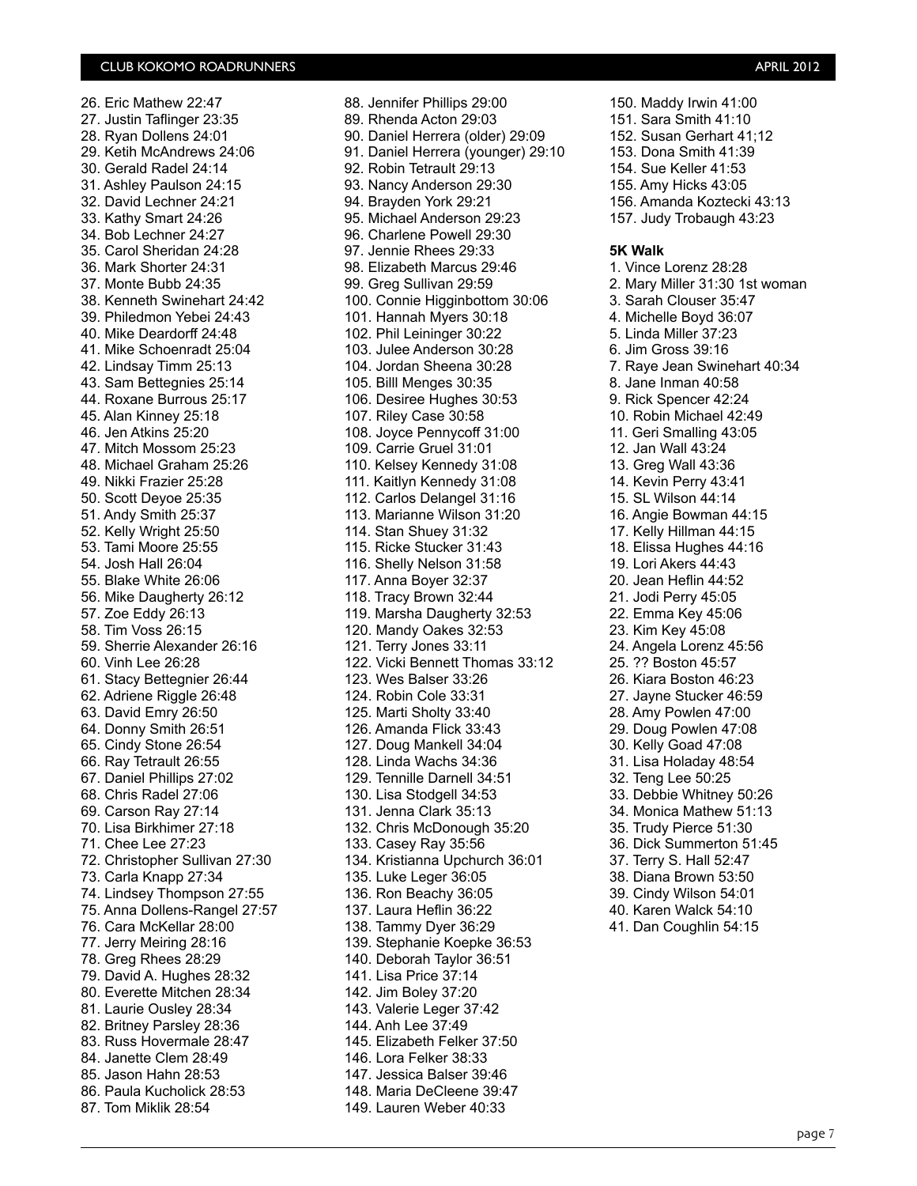26. Eric Mathew 22:47
27. Justin Taflinger 23:35
28. Ryan Dollens 24:01
29. Ketih McAndrews 24:06
30. Gerald Radel 24:14
31. Ashley Paulson 24:15
32. David Lechner 24:21
33. Kathy Smart 24:26
34. Bob Lechner 24:27
35. Carol Sheridan 24:28
36. Mark Shorter 24:31
37. Monte Bubb 24:35
38. Kenneth Swinehart 24:42
39. Philedmon Yebei 24:43
40. Mike Deardorff 24:48
41. Mike Schoenradt 25:04
42. Lindsay Timm 25:13
43. Sam Bettegnies 25:14
44. Roxane Burrous 25:17
45. Alan Kinney 25:18
46. Jen Atkins 25:20
47. Mitch Mossom 25:23
48. Michael Graham 25:26
49. Nikki Frazier 25:28
50. Scott Deyoe 25:35
51. Andy Smith 25:37
52. Kelly Wright 25:50
53. Tami Moore 25:55
54. Josh Hall 26:04
55. Blake White 26:06
56. Mike Daugherty 26:12
57. Zoe Eddy 26:13
58. Tim Voss 26:15
59. Sherrie Alexander 26:16
60. Vinh Lee 26:28
61. Stacy Bettegnier 26:44
62. Adriene Riggle 26:48
63. David Emry 26:50
64. Donny Smith 26:51
65. Cindy Stone 26:54
66. Ray Tetrault 26:55
67. Daniel Phillips 27:02
68. Chris Radel 27:06
69. Carson Ray 27:14
70. Lisa Birkhimer 27:18
71. Chee Lee 27:23
72. Christopher Sullivan 27:30
73. Carla Knapp 27:34
74. Lindsey Thompson 27:55
75. Anna Dollens-Rangel 27:57
76. Cara McKellar 28:00
77. Jerry Meiring 28:16
78. Greg Rhees 28:29
79. David A. Hughes 28:32
80. Everette Mitchen 28:34
81. Laurie Ousley 28:34
82. Britney Parsley 28:36
83. Russ Hovermale 28:47
84. Janette Clem 28:49
85. Jason Hahn 28:53
86. Paula Kucholick 28:53
87. Tom Miklik 28:54
88. Jennifer Phillips 29:00
89. Rhenda Acton 29:03
90. Daniel Herrera (older) 29:09
91. Daniel Herrera (younger) 29:10
92. Robin Tetrault 29:13
93. Nancy Anderson 29:30
94. Brayden York 29:21
95. Michael Anderson 29:23
96. Charlene Powell 29:30
97. Jennie Rhees 29:33
98. Elizabeth Marcus 29:46
99. Greg Sullivan 29:59
100. Connie Higginbottom 30:06
101. Hannah Myers 30:18
102. Phil Leininger 30:22
103. Julee Anderson 30:28
104. Jordan Sheena 30:28
105. Billl Menges 30:35
106. Desiree Hughes 30:53
107. Riley Case 30:58
108. Joyce Pennycoff 31:00
109. Carrie Gruel 31:01
110. Kelsey Kennedy 31:08
111. Kaitlyn Kennedy 31:08
112. Carlos Delangel 31:16
113. Marianne Wilson 31:20
114. Stan Shuey 31:32
115. Ricke Stucker 31:43
116. Shelly Nelson 31:58
117. Anna Boyer 32:37
118. Tracy Brown 32:44
119. Marsha Daugherty 32:53
120. Mandy Oakes 32:53
121. Terry Jones 33:11
122. Vicki Bennett Thomas 33:12
123. Wes Balser 33:26
124. Robin Cole 33:31
125. Marti Sholty 33:40
126. Amanda Flick 33:43
127. Doug Mankell 34:04
128. Linda Wachs 34:36
129. Tennille Darnell 34:51
130. Lisa Stodgell 34:53
131. Jenna Clark 35:13
132. Chris McDonough 35:20
133. Casey Ray 35:56
134. Kristianna Upchurch 36:01
135. Luke Leger 36:05
136. Ron Beachy 36:05
137. Laura Heflin 36:22
138. Tammy Dyer 36:29
139. Stephanie Koepke 36:53
140. Deborah Taylor 36:51
141. Lisa Price 37:14
142. Jim Boley 37:20
143. Valerie Leger 37:42
144. Anh Lee 37:49
145. Elizabeth Felker 37:50
146. Lora Felker 38:33
147. Jessica Balser 39:46
148. Maria DeCleene 39:47
149. Lauren Weber 40:33
150. Maddy Irwin 41:00
151. Sara Smith 41:10
152. Susan Gerhart 41;12
153. Dona Smith 41:39
154. Sue Keller 41:53
155. Amy Hicks 43:05
156. Amanda Koztecki 43:13
157. Judy Trobaugh 43:23

**5K Walk**

1. Vince Lorenz 28:28
2. Mary Miller 31:30 1st woman
3. Sarah Clouser 35:47
4. Michelle Boyd 36:07
5. Linda Miller 37:23
6. Jim Gross 39:16
7. Raye Jean Swinehart 40:34
8. Jane Inman 40:58
9. Rick Spencer 42:24
10. Robin Michael 42:49
11. Geri Smalling 43:05
12. Jan Wall 43:24
13. Greg Wall 43:36
14. Kevin Perry 43:41
15. SL Wilson 44:14
16. Angie Bowman 44:15
17. Kelly Hillman 44:15
18. Elissa Hughes 44:16
19. Lori Akers 44:43
20. Jean Heflin 44:52
21. Jodi Perry 45:05
22. Emma Key 45:06
23. Kim Key 45:08
24. Angela Lorenz 45:56
25. ?? Boston 45:57
26. Kiara Boston 46:23
27. Jayne Stucker 46:59
28. Amy Powlen 47:00
29. Doug Powlen 47:08
30. Kelly Goad 47:08
31. Lisa Holaday 48:54
32. Teng Lee 50:25
33. Debbie Whitney 50:26
34. Monica Mathew 51:13
35. Trudy Pierce 51:30
36. Dick Summerton 51:45
37. Terry S. Hall 52:47
38. Diana Brown 53:50
39. Cindy Wilson 54:01
40. Karen Walck 54:10
41. Dan Coughlin 54:15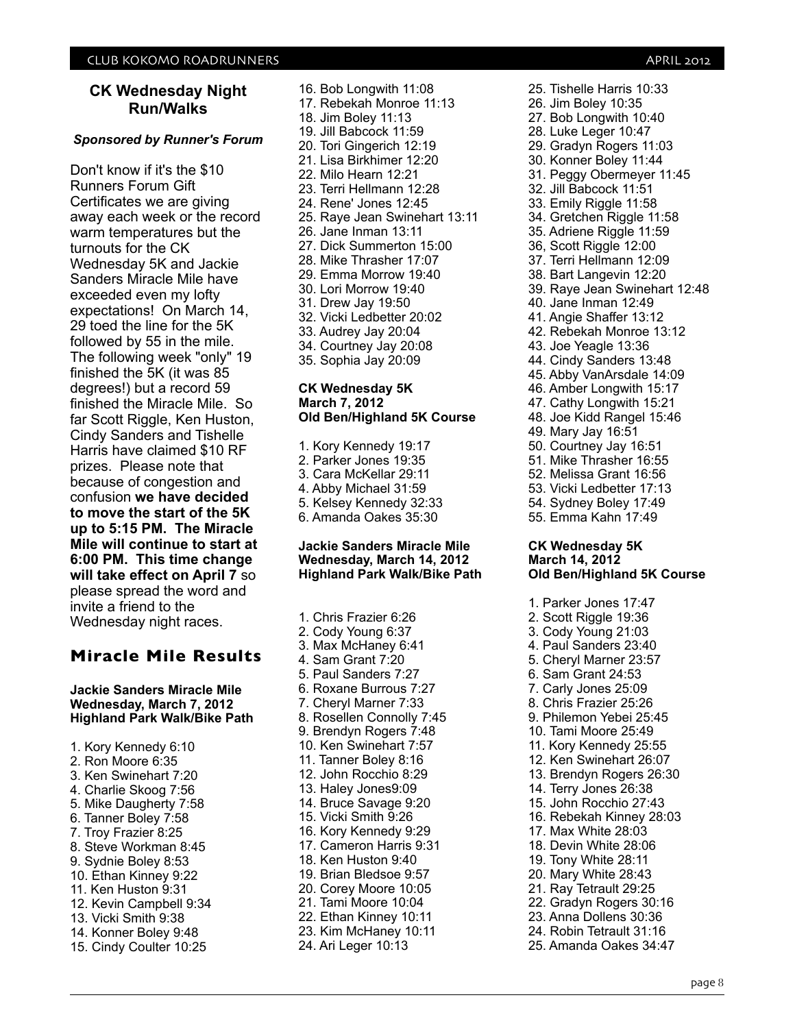## CK Wednesday Night Run/Walks

***Sponsored by Runner's Forum***

Don't know if it's the $10 Runners Forum Gift Certificates we are giving away each week or the record warm temperatures but the turnouts for the CK Wednesday 5K and Jackie Sanders Miracle Mile have exceeded even my lofty expectations! On March 14, 29 toed the line for the 5K followed by 55 in the mile. The following week "only" 19 finished the 5K (it was 85 degrees!) but a record 59 finished the Miracle Mile. So far Scott Riggle, Ken Huston, Cindy Sanders and Tishelle Harris have claimed $10 RF prizes. Please note that because of congestion and confusion **we have decided to move the start of the 5K up to 5:15 PM. The Miracle Mile will continue to start at 6:00 PM. This time change will take effect on April 7** so please spread the word and invite a friend to the Wednesday night races.

## Miracle Mile Results

**Jackie Sanders Miracle Mile**
**Wednesday, March 7, 2012**
**Highland Park Walk/Bike Path**

1. Kory Kennedy 6:10
2. Ron Moore 6:35
3. Ken Swinehart 7:20
4. Charlie Skoog 7:56
5. Mike Daugherty 7:58
6. Tanner Boley 7:58
7. Troy Frazier 8:25
8. Steve Workman 8:45
9. Sydnie Boley 8:53
10. Ethan Kinney 9:22
11. Ken Huston 9:31
12. Kevin Campbell 9:34
13. Vicki Smith 9:38
14. Konner Boley 9:48
15. Cindy Coulter 10:25
16. Bob Longwith 11:08
17. Rebekah Monroe 11:13
18. Jim Boley 11:13
19. Jill Babcock 11:59
20. Tori Gingerich 12:19
21. Lisa Birkhimer 12:20
22. Milo Hearn 12:21
23. Terri Hellmann 12:28
24. Rene' Jones 12:45
25. Raye Jean Swinehart 13:11
26. Jane Inman 13:11
27. Dick Summerton 15:00
28. Mike Thrasher 17:07
29. Emma Morrow 19:40
30. Lori Morrow 19:40
31. Drew Jay 19:50
32. Vicki Ledbetter 20:02
33. Audrey Jay 20:04
34. Courtney Jay 20:08
35. Sophia Jay 20:09

**CK Wednesday 5K**
**March 7, 2012**
**Old Ben/Highland 5K Course**

1. Kory Kennedy 19:17
2. Parker Jones 19:35
3. Cara McKellar 29:11
4. Abby Michael 31:59
5. Kelsey Kennedy 32:33
6. Amanda Oakes 35:30

**Jackie Sanders Miracle Mile**
**Wednesday, March 14, 2012**
**Highland Park Walk/Bike Path**

1. Chris Frazier 6:26
2. Cody Young 6:37
3. Max McHaney 6:41
4. Sam Grant 7:20
5. Paul Sanders 7:27
6. Roxane Burrous 7:27
7. Cheryl Marner 7:33
8. Rosellen Connolly 7:45
9. Brendyn Rogers 7:48
10. Ken Swinehart 7:57
11. Tanner Boley 8:16
12. John Rocchio 8:29
13. Haley Jones9:09
14. Bruce Savage 9:20
15. Vicki Smith 9:26
16. Kory Kennedy 9:29
17. Cameron Harris 9:31
18. Ken Huston 9:40
19. Brian Bledsoe 9:57
20. Corey Moore 10:05
21. Tami Moore 10:04
22. Ethan Kinney 10:11
23. Kim McHaney 10:11
24. Ari Leger 10:13
25. Tishelle Harris 10:33
26. Jim Boley 10:35
27. Bob Longwith 10:40
28. Luke Leger 10:47
29. Gradyn Rogers 11:03
30. Konner Boley 11:44
31. Peggy Obermeyer 11:45
32. Jill Babcock 11:51
33. Emily Riggle 11:58
34. Gretchen Riggle 11:58
35. Adriene Riggle 11:59
36, Scott Riggle 12:00
37. Terri Hellmann 12:09
38. Bart Langevin 12:20
39. Raye Jean Swinehart 12:48
40. Jane Inman 12:49
41. Angie Shaffer 13:12
42. Rebekah Monroe 13:12
43. Joe Yeagle 13:36
44. Cindy Sanders 13:48
45. Abby VanArsdale 14:09
46. Amber Longwith 15:17
47. Cathy Longwith 15:21
48. Joe Kidd Rangel 15:46
49. Mary Jay 16:51
50. Courtney Jay 16:51
51. Mike Thrasher 16:55
52. Melissa Grant 16:56
53. Vicki Ledbetter 17:13
54. Sydney Boley 17:49
55. Emma Kahn 17:49

**CK Wednesday 5K**
**March 14, 2012**
**Old Ben/Highland 5K Course**

1. Parker Jones 17:47
2. Scott Riggle 19:36
3. Cody Young 21:03
4. Paul Sanders 23:40
5. Cheryl Marner 23:57
6. Sam Grant 24:53
7. Carly Jones 25:09
8. Chris Frazier 25:26
9. Philemon Yebei 25:45
10. Tami Moore 25:49
11. Kory Kennedy 25:55
12. Ken Swinehart 26:07
13. Brendyn Rogers 26:30
14. Terry Jones 26:38
15. John Rocchio 27:43
16. Rebekah Kinney 28:03
17. Max White 28:03
18. Devin White 28:06
19. Tony White 28:11
20. Mary White 28:43
21. Ray Tetrault 29:25
22. Gradyn Rogers 30:16
23. Anna Dollens 30:36
24. Robin Tetrault 31:16
25. Amanda Oakes 34:47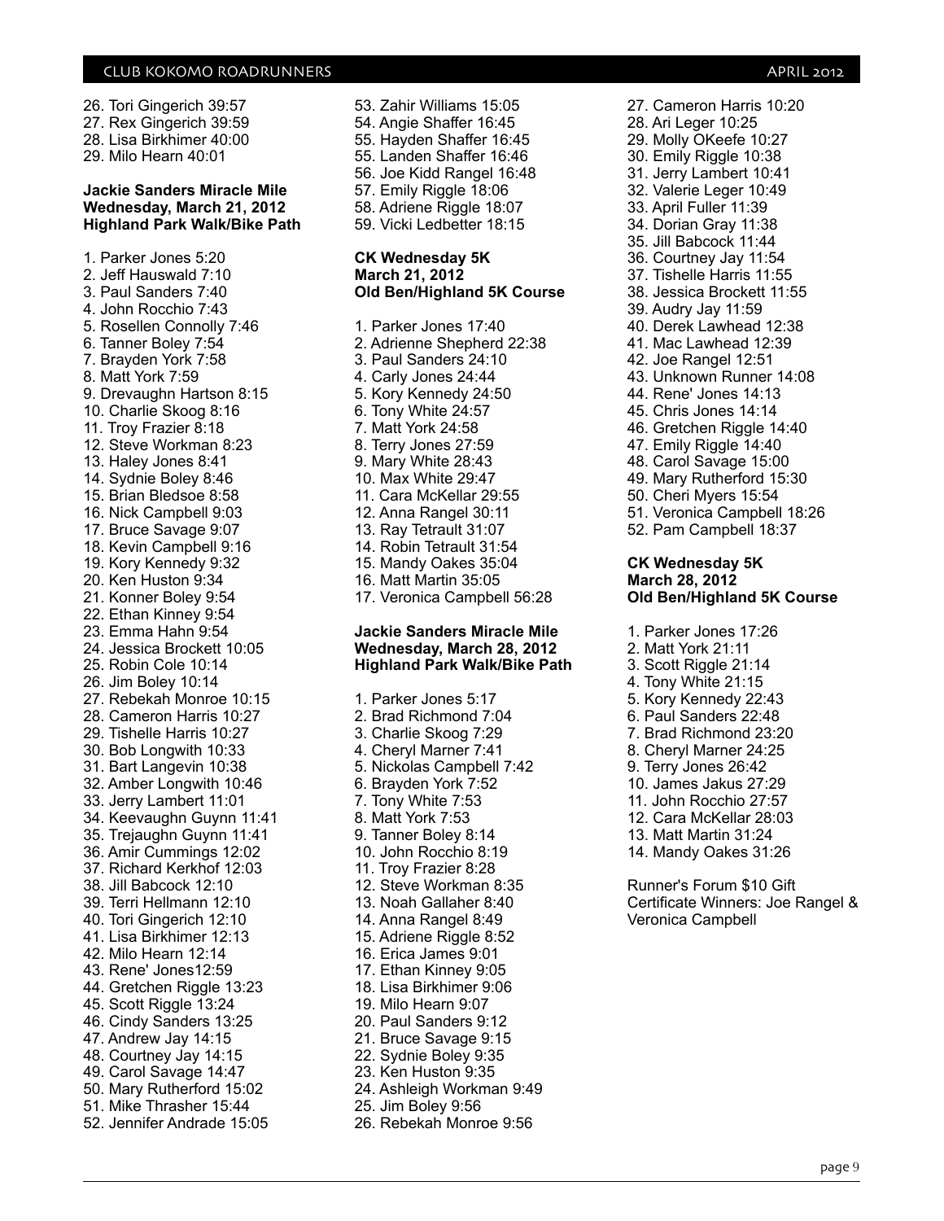26. Tori Gingerich 39:57
27. Rex Gingerich 39:59
28. Lisa Birkhimer 40:00
29. Milo Hearn 40:01

**Jackie Sanders Miracle Mile**
**Wednesday, March 21, 2012**
**Highland Park Walk/Bike Path**

1. Parker Jones 5:20
2. Jeff Hauswald 7:10
3. Paul Sanders 7:40
4. John Rocchio 7:43
5. Rosellen Connolly 7:46
6. Tanner Boley 7:54
7. Brayden York 7:58
8. Matt York 7:59
9. Drevaughn Hartson 8:15
10. Charlie Skoog 8:16
11. Troy Frazier 8:18
12. Steve Workman 8:23
13. Haley Jones 8:41
14. Sydnie Boley 8:46
15. Brian Bledsoe 8:58
16. Nick Campbell 9:03
17. Bruce Savage 9:07
18. Kevin Campbell 9:16
19. Kory Kennedy 9:32
20. Ken Huston 9:34
21. Konner Boley 9:54
22. Ethan Kinney 9:54
23. Emma Hahn 9:54
24. Jessica Brockett 10:05
25. Robin Cole 10:14
26. Jim Boley 10:14
27. Rebekah Monroe 10:15
28. Cameron Harris 10:27
29. Tishelle Harris 10:27
30. Bob Longwith 10:33
31. Bart Langevin 10:38
32. Amber Longwith 10:46
33. Jerry Lambert 11:01
34. Keevaughn Guynn 11:41
35. Trejaughn Guynn 11:41
36. Amir Cummings 12:02
37. Richard Kerkhof 12:03
38. Jill Babcock 12:10
39. Terri Hellmann 12:10
40. Tori Gingerich 12:10
41. Lisa Birkhimer 12:13
42. Milo Hearn 12:14
43. Rene' Jones12:59
44. Gretchen Riggle 13:23
45. Scott Riggle 13:24
46. Cindy Sanders 13:25
47. Andrew Jay 14:15
48. Courtney Jay 14:15
49. Carol Savage 14:47
50. Mary Rutherford 15:02
51. Mike Thrasher 15:44
52. Jennifer Andrade 15:05
53. Zahir Williams 15:05
54. Angie Shaffer 16:45
55. Hayden Shaffer 16:45
56. Landen Shaffer 16:46
57. Joe Kidd Rangel 16:48
58. Emily Riggle 18:06
59. Adriene Riggle 18:07
60. Vicki Ledbetter 18:15

**CK Wednesday 5K**
**March 21, 2012**
**Old Ben/Highland 5K Course**

1. Parker Jones 17:40
2. Adrienne Shepherd 22:38
3. Paul Sanders 24:10
4. Carly Jones 24:44
5. Kory Kennedy 24:50
6. Tony White 24:57
7. Matt York 24:58
8. Terry Jones 27:59
9. Mary White 28:43
10. Max White 29:47
11. Cara McKellar 29:55
12. Anna Rangel 30:11
13. Ray Tetrault 31:07
14. Robin Tetrault 31:54
15. Mandy Oakes 35:04
16. Matt Martin 35:05
17. Veronica Campbell 56:28

**Jackie Sanders Miracle Mile**
**Wednesday, March 28, 2012**
**Highland Park Walk/Bike Path**

1. Parker Jones 5:17
2. Brad Richmond 7:04
3. Charlie Skoog 7:29
4. Cheryl Marner 7:41
5. Nickolas Campbell 7:42
6. Brayden York 7:52
7. Tony White 7:53
8. Matt York 7:53
9. Tanner Boley 8:14
10. John Rocchio 8:19
11. Troy Frazier 8:28
12. Steve Workman 8:35
13. Noah Gallaher 8:40
14. Anna Rangel 8:49
15. Adriene Riggle 8:52
16. Erica James 9:01
17. Ethan Kinney 9:05
18. Lisa Birkhimer 9:06
19. Milo Hearn 9:07
20. Paul Sanders 9:12
21. Bruce Savage 9:15
22. Sydnie Boley 9:35
23. Ken Huston 9:35
24. Ashleigh Workman 9:49
25. Jim Boley 9:56
26. Rebekah Monroe 9:56
27. Cameron Harris 10:20
28. Ari Leger 10:25
29. Molly OKeefe 10:27
30. Emily Riggle 10:38
31. Jerry Lambert 10:41
32. Valerie Leger 10:49
33. April Fuller 11:39
34. Dorian Gray 11:38
35. Jill Babcock 11:44
36. Courtney Jay 11:54
37. Tishelle Harris 11:55
38. Jessica Brockett 11:55
39. Audry Jay 11:59
40. Derek Lawhead 12:38
41. Mac Lawhead 12:39
42. Joe Rangel 12:51
43. Unknown Runner 14:08
44. Rene' Jones 14:13
45. Chris Jones 14:14
46. Gretchen Riggle 14:40
47. Emily Riggle 14:40
48. Carol Savage 15:00
49. Mary Rutherford 15:30
50. Cheri Myers 15:54
51. Veronica Campbell 18:26
52. Pam Campbell 18:37

**CK Wednesday 5K**
**March 28, 2012**
**Old Ben/Highland 5K Course**

1. Parker Jones 17:26
2. Matt York 21:11
3. Scott Riggle 21:14
4. Tony White 21:15
5. Kory Kennedy 22:43
6. Paul Sanders 22:48
7. Brad Richmond 23:20
8. Cheryl Marner 24:25
9. Terry Jones 26:42
10. James Jakus 27:29
11. John Rocchio 27:57
12. Cara McKellar 28:03
13. Matt Martin 31:24
14. Mandy Oakes 31:26

Runner's Forum $10 Gift Certificate Winners: Joe Rangel & Veronica Campbell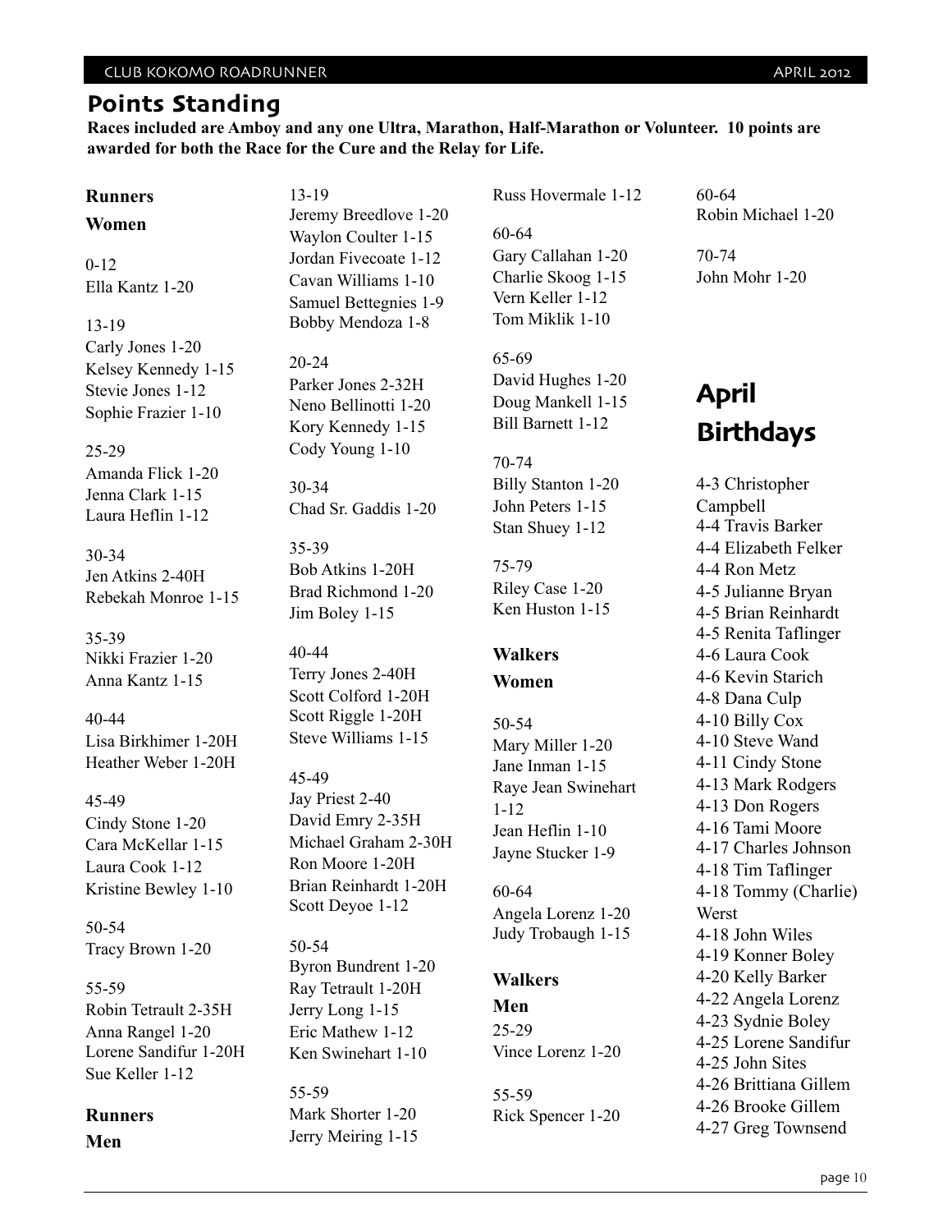## Points Standing

**Races included are Amboy and any one Ultra, Marathon, Half-Marathon or Volunteer. 10 points are awarded for both the Race for the Cure and the Relay for Life.**

### Runners

### Women

0-12
Ella Kantz 1-20

13-19
Carly Jones 1-20
Kelsey Kennedy 1-15
Stevie Jones 1-12
Sophie Frazier 1-10

25-29
Amanda Flick 1-20
Jenna Clark 1-15
Laura Heflin 1-12

30-34
Jen Atkins 2-40H
Rebekah Monroe 1-15

35-39
Nikki Frazier 1-20
Anna Kantz 1-15

40-44
Lisa Birkhimer 1-20H
Heather Weber 1-20H

45-49
Cindy Stone 1-20
Cara McKellar 1-15
Laura Cook 1-12
Kristine Bewley 1-10

50-54
Tracy Brown 1-20

55-59
Robin Tetrault 2-35H
Anna Rangel 1-20
Lorene Sandifur 1-20H
Sue Keller 1-12

### Runners

### Men

13-19
Jeremy Breedlove 1-20
Waylon Coulter 1-15
Jordan Fivecoate 1-12
Cavan Williams 1-10
Samuel Bettegnies 1-9
Bobby Mendoza 1-8

20-24
Parker Jones 2-32H
Neno Bellinotti 1-20
Kory Kennedy 1-15
Cody Young 1-10

30-34
Chad Sr. Gaddis 1-20

35-39
Bob Atkins 1-20H
Brad Richmond 1-20
Jim Boley 1-15

40-44
Terry Jones 2-40H
Scott Colford 1-20H
Scott Riggle 1-20H
Steve Williams 1-15

45-49
Jay Priest 2-40
David Emry 2-35H
Michael Graham 2-30H
Ron Moore 1-20H
Brian Reinhardt 1-20H
Scott Deyoe 1-12

50-54
Byron Bundrent 1-20
Ray Tetrault 1-20H
Jerry Long 1-15
Eric Mathew 1-12
Ken Swinehart 1-10

55-59
Mark Shorter 1-20
Jerry Meiring 1-15
Russ Hovermale 1-12

60-64
Gary Callahan 1-20
Charlie Skoog 1-15
Vern Keller 1-12
Tom Miklik 1-10

65-69
David Hughes 1-20
Doug Mankell 1-15
Bill Barnett 1-12

70-74
Billy Stanton 1-20
John Peters 1-15
Stan Shuey 1-12

75-79
Riley Case 1-20
Ken Huston 1-15

### Walkers

### Women

50-54
Mary Miller 1-20
Jane Inman 1-15
Raye Jean Swinehart 1-12
Jean Heflin 1-10
Jayne Stucker 1-9

60-64
Angela Lorenz 1-20
Judy Trobaugh 1-15

### Walkers

### Men

25-29
Vince Lorenz 1-20

55-59
Rick Spencer 1-20

60-64
Robin Michael 1-20

70-74
John Mohr 1-20

## April Birthdays

4-3 Christopher Campbell
4-4 Travis Barker
4-4 Elizabeth Felker
4-4 Ron Metz
4-5 Julianne Bryan
4-5 Brian Reinhardt
4-5 Renita Taflinger
4-6 Laura Cook
4-6 Kevin Starich
4-8 Dana Culp
4-10 Billy Cox
4-10 Steve Wand
4-11 Cindy Stone
4-13 Mark Rodgers
4-13 Don Rogers
4-16 Tami Moore
4-17 Charles Johnson
4-18 Tim Taflinger
4-18 Tommy (Charlie) Werst
4-18 John Wiles
4-19 Konner Boley
4-20 Kelly Barker
4-22 Angela Lorenz
4-23 Sydnie Boley
4-25 Lorene Sandifur
4-25 John Sites
4-26 Brittiana Gillem
4-26 Brooke Gillem
4-27 Greg Townsend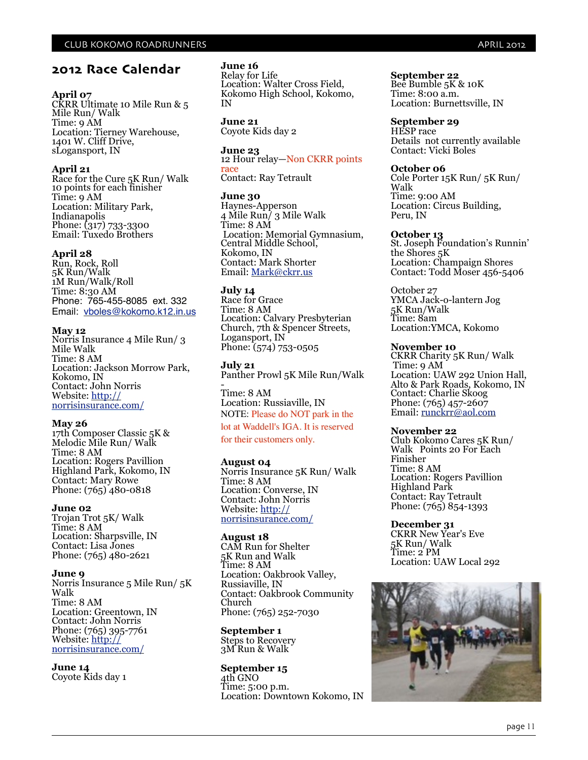## 2012 Race Calendar

**April 07**
CKRR Ultimate 10 Mile Run & 5 Mile Run/ Walk
Time: 9 AM
Location: Tierney Warehouse, 1401 W. Cliff Drive, sLogansport, IN

**April 21**
Race for the Cure 5K Run/ Walk
10 points for each finisher
Time: 9 AM
Location: Military Park, Indianapolis
Phone: (317) 733-3300
Email: Tuxedo Brothers

**April 28**
Run, Rock, Roll
5K Run/Walk
1M Run/Walk/Roll
Time: 8:30 AM
Phone: 765-455-8085 ext. 332
Email: vboles@kokomo.k12.in.us

**May 12**
Norris Insurance 4 Mile Run/ 3 Mile Walk
Time: 8 AM
Location: Jackson Morrow Park, Kokomo, IN
Contact: John Norris
Website: http://norrisinsurance.com/

**May 26**
17th Composer Classic 5K & Melodic Mile Run/ Walk
Time: 8 AM
Location: Rogers Pavillion Highland Park, Kokomo, IN
Contact: Mary Rowe
Phone: (765) 480-0818

**June 02**
Trojan Trot 5K/ Walk
Time: 8 AM
Location: Sharpsville, IN
Contact: Lisa Jones
Phone: (765) 480-2621

**June 9**
Norris Insurance 5 Mile Run/ 5K Walk
Time: 8 AM
Location: Greentown, IN
Contact: John Norris
Phone: (765) 395-7761
Website: http://norrisinsurance.com/

**June 14**
Coyote Kids day 1

**June 16**
Relay for Life
Location: Walter Cross Field, Kokomo High School, Kokomo, IN

**June 21**
Coyote Kids day 2

**June 23**
12 Hour relay—Non CKRR points race
Contact: Ray Tetrault

**June 30**
Haynes-Apperson
4 Mile Run/ 3 Mile Walk
Time: 8 AM
Location: Memorial Gymnasium, Central Middle School, Kokomo, IN
Contact: Mark Shorter
Email: Mark@ckrr.us

**July 14**
Race for Grace
Time: 8 AM
Location: Calvary Presbyterian Church, 7th & Spencer Streets, Logansport, IN
Phone: (574) 753-0505

**July 21**
Panther Prowl 5K Mile Run/Walk
-
Time: 8 AM
Location: Russiaville, IN
NOTE: Please do NOT park in the lot at Waddell's IGA. It is reserved for their customers only.

**August 04**
Norris Insurance 5K Run/ Walk
Time: 8 AM
Location: Converse, IN
Contact: John Norris
Website: http://norrisinsurance.com/

**August 18**
CAM Run for Shelter
5K Run and Walk
Time: 8 AM
Location: Oakbrook Valley, Russiaville, IN
Contact: Oakbrook Community Church
Phone: (765) 252-7030

**September 1**
Steps to Recovery
3M Run & Walk

**September 15**
4th GNO
Time: 5:00 p.m.
Location: Downtown Kokomo, IN

**September 22**
Bee Bumble 5K & 10K
Time: 8:00 a.m.
Location: Burnettsville, IN

**September 29**
HESP race
Details not currently available
Contact: Vicki Boles

**October 06**
Cole Porter 15K Run/ 5K Run/ Walk
Time: 9:00 AM
Location: Circus Building, Peru, IN

**October 13**
St. Joseph Foundation's Runnin' the Shores 5K
Location: Champaign Shores
Contact: Todd Moser 456-5406

October 27
YMCA Jack-o-lantern Jog
5K Run/Walk
Time: 8am
Location:YMCA, Kokomo

**November 10**
CKRR Charity 5K Run/ Walk
Time: 9 AM
Location: UAW 292 Union Hall, Alto & Park Roads, Kokomo, IN
Contact: Charlie Skoog
Phone: (765) 457-2607
Email: runckrr@aol.com

**November 22**
Club Kokomo Cares 5K Run/ Walk Points 20 For Each Finisher
Time: 8 AM
Location: Rogers Pavillion Highland Park
Contact: Ray Tetrault
Phone: (765) 854-1393

**December 31**
CKRR New Year's Eve
5K Run/ Walk
Time: 2 PM
Location: UAW Local 292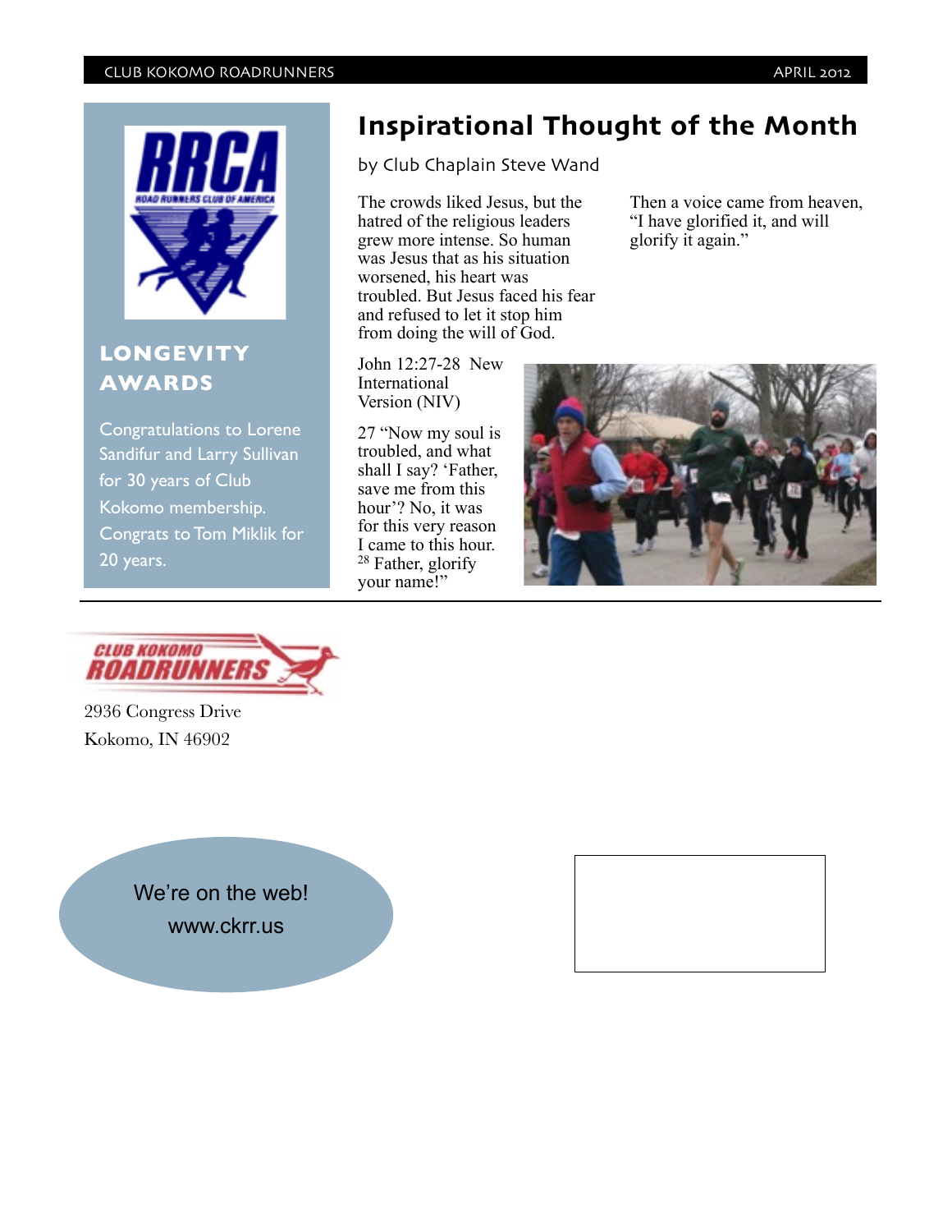## Longevity Awards

Congratulations to Lorene Sandifur and Larry Sullivan for 30 years of Club Kokomo membership. Congrats to Tom Miklik for 20 years.

# Inspirational Thought of the Month

by Club Chaplain Steve Wand

The crowds liked Jesus, but the hatred of the religious leaders grew more intense. So human was Jesus that as his situation worsened, his heart was troubled. But Jesus faced his fear and refused to let it stop him from doing the will of God.

John 12:27-28 New International Version (NIV)

27 “Now my soul is troubled, and what shall I say? ‘Father, save me from this hour’? No, it was for this very reason I came to this hour. 28 Father, glorify your name!”

Then a voice came from heaven, “I have glorified it, and will glorify it again.”

2936 Congress Drive
Kokomo, IN 46902

We’re on the web!
www.ckrr.us